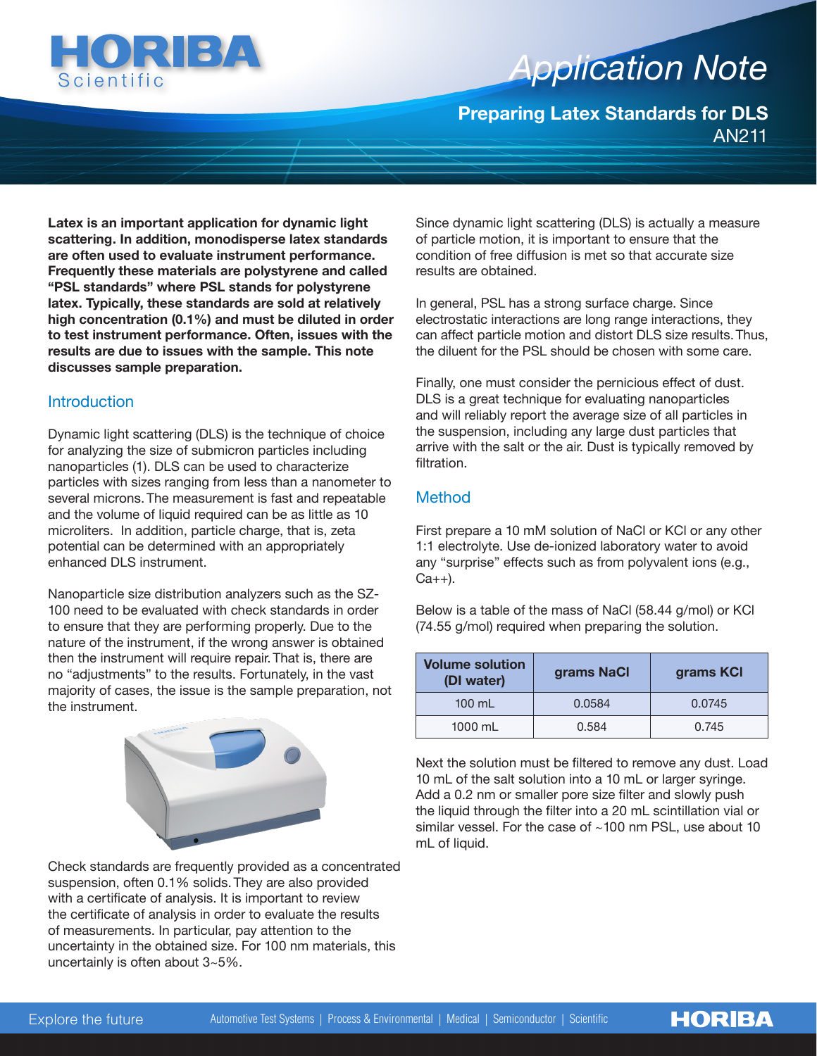# Application Note

## Preparing Latex Standards for DLS

AN211

**Latex is an important application for dynamic light scattering. In addition, monodisperse latex standards are often used to evaluate instrument performance. Frequently these materials are polystyrene and called "PSL standards" where PSL stands for polystyrene latex. Typically, these standards are sold at relatively high concentration (0.1%) and must be diluted in order to test instrument performance. Often, issues with the results are due to issues with the sample. This note discusses sample preparation.**

### Introduction

Dynamic light scattering (DLS) is the technique of choice for analyzing the size of submicron particles including nanoparticles (1). DLS can be used to characterize particles with sizes ranging from less than a nanometer to several microns. The measurement is fast and repeatable and the volume of liquid required can be as little as 10 microliters. In addition, particle charge, that is, zeta potential can be determined with an appropriately enhanced DLS instrument.

Nanoparticle size distribution analyzers such as the SZ-100 need to be evaluated with check standards in order to ensure that they are performing properly. Due to the nature of the instrument, if the wrong answer is obtained then the instrument will require repair. That is, there are no "adjustments" to the results. Fortunately, in the vast majority of cases, the issue is the sample preparation, not the instrument.

Check standards are frequently provided as a concentrated suspension, often 0.1% solids. They are also provided with a certificate of analysis. It is important to review the certificate of analysis in order to evaluate the results of measurements. In particular, pay attention to the uncertainty in the obtained size. For 100 nm materials, this uncertainly is often about 3~5%.

Since dynamic light scattering (DLS) is actually a measure of particle motion, it is important to ensure that the condition of free diffusion is met so that accurate size results are obtained.

In general, PSL has a strong surface charge. Since electrostatic interactions are long range interactions, they can affect particle motion and distort DLS size results. Thus, the diluent for the PSL should be chosen with some care.

Finally, one must consider the pernicious effect of dust. DLS is a great technique for evaluating nanoparticles and will reliably report the average size of all particles in the suspension, including any large dust particles that arrive with the salt or the air. Dust is typically removed by filtration.

### Method

First prepare a 10 mM solution of NaCl or KCl or any other 1:1 electrolyte. Use de-ionized laboratory water to avoid any "surprise" effects such as from polyvalent ions (e.g., Ca++).

Below is a table of the mass of NaCl (58.44 g/mol) or KCl (74.55 g/mol) required when preparing the solution.

| Volume solution (DI water) | grams NaCl | grams KCl |
|---|---|---|
| 100 mL | 0.0584 | 0.0745 |
| 1000 mL | 0.584 | 0.745 |

Next the solution must be filtered to remove any dust. Load 10 mL of the salt solution into a 10 mL or larger syringe. Add a 0.2 nm or smaller pore size filter and slowly push the liquid through the filter into a 20 mL scintillation vial or similar vessel. For the case of ~100 nm PSL, use about 10 mL of liquid.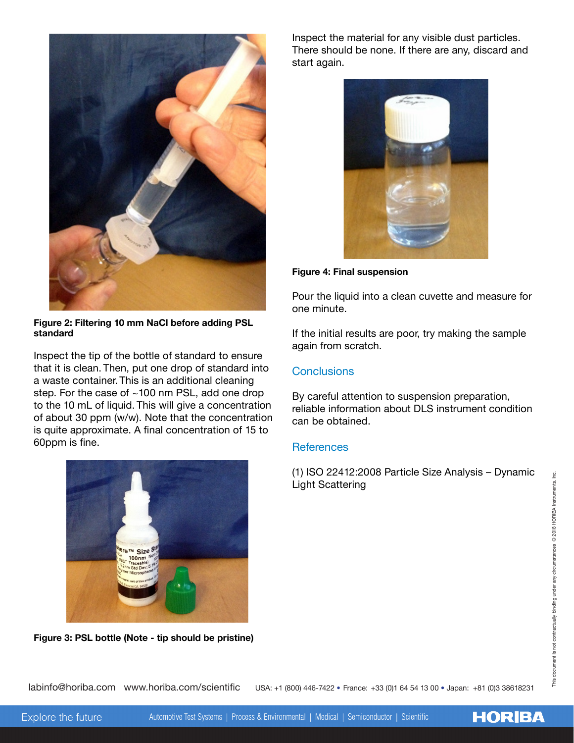Figure 2: Filtering 10 mm NaCl before adding PSL standard

Inspect the tip of the bottle of standard to ensure that it is clean. Then, put one drop of standard into a waste container. This is an additional cleaning step. For the case of ~100 nm PSL, add one drop to the 10 mL of liquid. This will give a concentration of about 30 ppm (w/w). Note that the concentration is quite approximate. A final concentration of 15 to 60ppm is fine.

**Figure 3: PSL bottle (Note - tip should be pristine)**

Inspect the material for any visible dust particles. There should be none. If there are any, discard and start again.

**Figure 4: Final suspension**

Pour the liquid into a clean cuvette and measure for one minute.

If the initial results are poor, try making the sample again from scratch.

## Conclusions

By careful attention to suspension preparation, reliable information about DLS instrument condition can be obtained.

## References

(1) ISO 22412:2008 Particle Size Analysis – Dynamic Light Scattering

This document is not contractually binding under any circumstances © 2018 HORIBA Instruments, Inc.

labinfo@horiba.com www.horiba.com/scientific USA: +1 (800) 446-7422 • France: +33 (0)1 64 54 13 00 • Japan: +81 (0)3 38618231

Explore the future Automotive Test Systems | Process & Environmental | Medical | Semiconductor | Scientific HORIBA